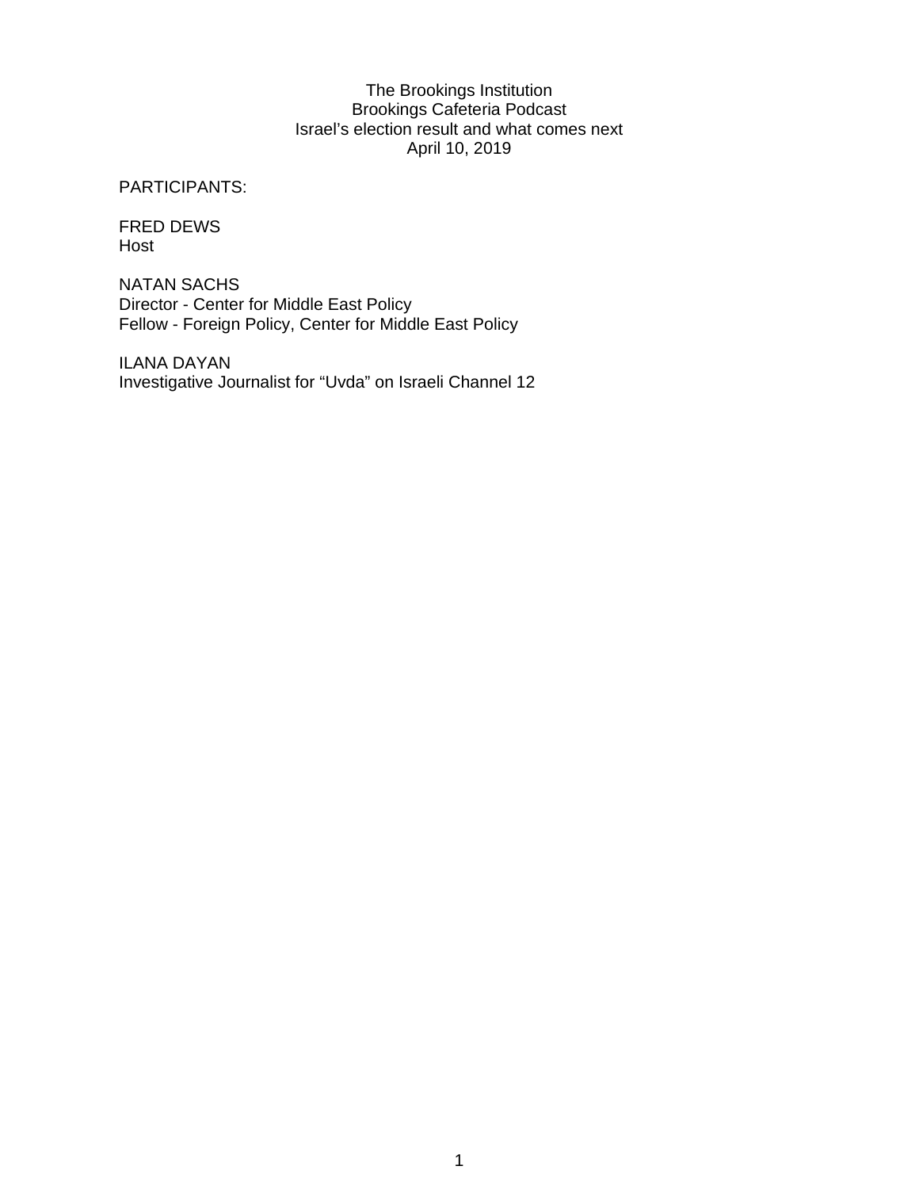The Brookings Institution
Brookings Cafeteria Podcast
Israel's election result and what comes next
April 10, 2019

PARTICIPANTS:

FRED DEWS
Host

NATAN SACHS
Director - Center for Middle East Policy
Fellow - Foreign Policy, Center for Middle East Policy

ILANA DAYAN
Investigative Journalist for "Uvda" on Israeli Channel 12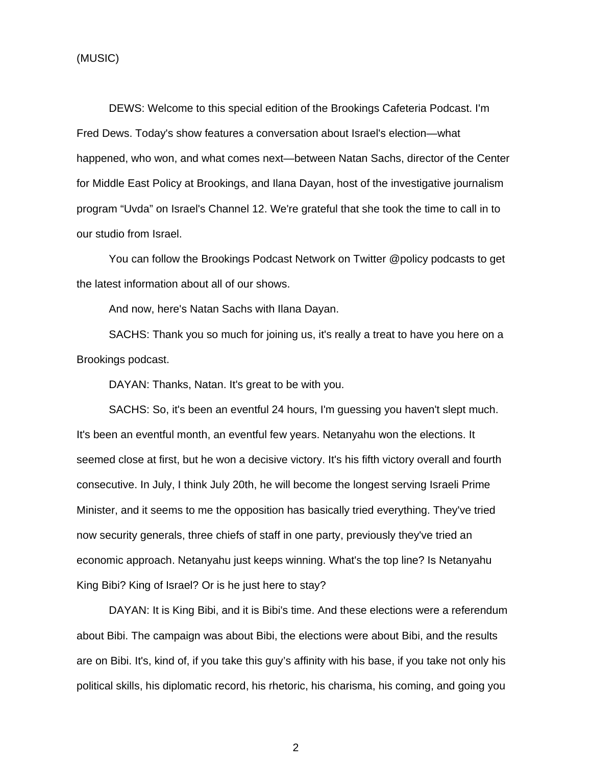(MUSIC)

DEWS: Welcome to this special edition of the Brookings Cafeteria Podcast. I'm Fred Dews. Today's show features a conversation about Israel's election—what happened, who won, and what comes next—between Natan Sachs, director of the Center for Middle East Policy at Brookings, and Ilana Dayan, host of the investigative journalism program “Uvda” on Israel's Channel 12. We're grateful that she took the time to call in to our studio from Israel.

You can follow the Brookings Podcast Network on Twitter @policy podcasts to get the latest information about all of our shows.

And now, here's Natan Sachs with Ilana Dayan.

SACHS: Thank you so much for joining us, it's really a treat to have you here on a Brookings podcast.

DAYAN: Thanks, Natan. It's great to be with you.

SACHS: So, it's been an eventful 24 hours, I'm guessing you haven't slept much. It's been an eventful month, an eventful few years. Netanyahu won the elections. It seemed close at first, but he won a decisive victory. It's his fifth victory overall and fourth consecutive. In July, I think July 20th, he will become the longest serving Israeli Prime Minister, and it seems to me the opposition has basically tried everything. They've tried now security generals, three chiefs of staff in one party, previously they've tried an economic approach. Netanyahu just keeps winning. What's the top line? Is Netanyahu King Bibi? King of Israel? Or is he just here to stay?

DAYAN: It is King Bibi, and it is Bibi's time. And these elections were a referendum about Bibi. The campaign was about Bibi, the elections were about Bibi, and the results are on Bibi. It's, kind of, if you take this guy’s affinity with his base, if you take not only his political skills, his diplomatic record, his rhetoric, his charisma, his coming, and going you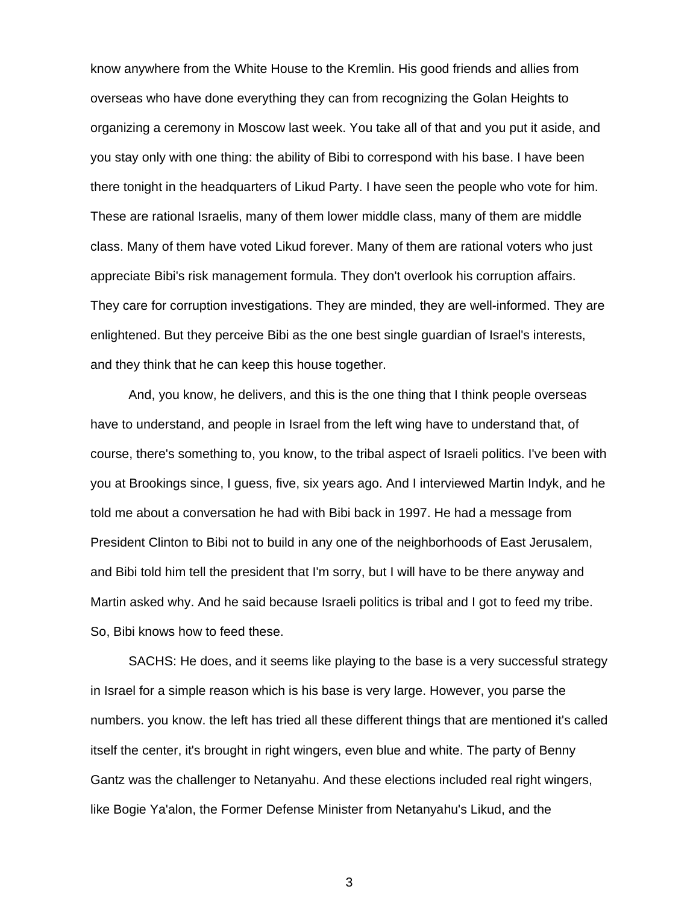know anywhere from the White House to the Kremlin. His good friends and allies from overseas who have done everything they can from recognizing the Golan Heights to organizing a ceremony in Moscow last week. You take all of that and you put it aside, and you stay only with one thing: the ability of Bibi to correspond with his base. I have been there tonight in the headquarters of Likud Party. I have seen the people who vote for him. These are rational Israelis, many of them lower middle class, many of them are middle class. Many of them have voted Likud forever. Many of them are rational voters who just appreciate Bibi's risk management formula. They don't overlook his corruption affairs. They care for corruption investigations. They are minded, they are well-informed. They are enlightened. But they perceive Bibi as the one best single guardian of Israel's interests, and they think that he can keep this house together.

And, you know, he delivers, and this is the one thing that I think people overseas have to understand, and people in Israel from the left wing have to understand that, of course, there's something to, you know, to the tribal aspect of Israeli politics. I've been with you at Brookings since, I guess, five, six years ago. And I interviewed Martin Indyk, and he told me about a conversation he had with Bibi back in 1997. He had a message from President Clinton to Bibi not to build in any one of the neighborhoods of East Jerusalem, and Bibi told him tell the president that I'm sorry, but I will have to be there anyway and Martin asked why. And he said because Israeli politics is tribal and I got to feed my tribe. So, Bibi knows how to feed these.

SACHS: He does, and it seems like playing to the base is a very successful strategy in Israel for a simple reason which is his base is very large. However, you parse the numbers. you know. the left has tried all these different things that are mentioned it's called itself the center, it's brought in right wingers, even blue and white. The party of Benny Gantz was the challenger to Netanyahu. And these elections included real right wingers, like Bogie Ya'alon, the Former Defense Minister from Netanyahu's Likud, and the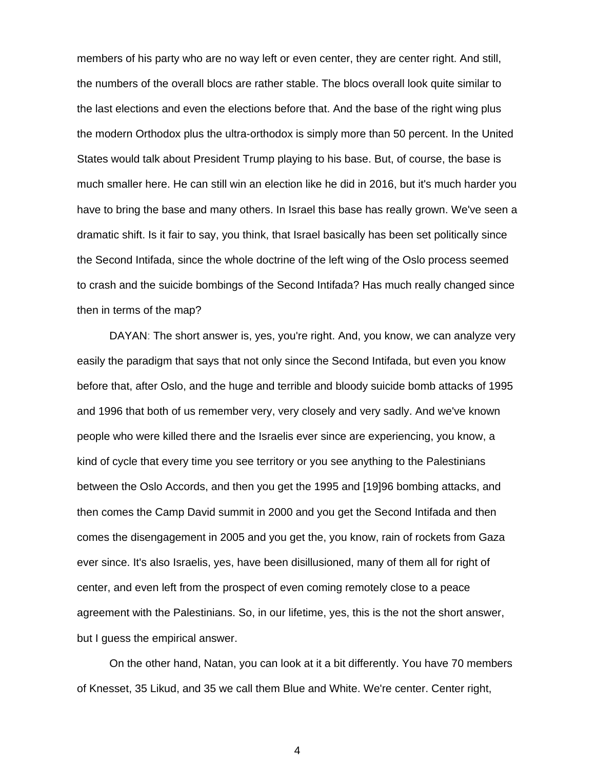members of his party who are no way left or even center, they are center right. And still, the numbers of the overall blocs are rather stable. The blocs overall look quite similar to the last elections and even the elections before that. And the base of the right wing plus the modern Orthodox plus the ultra-orthodox is simply more than 50 percent. In the United States would talk about President Trump playing to his base. But, of course, the base is much smaller here. He can still win an election like he did in 2016, but it's much harder you have to bring the base and many others. In Israel this base has really grown. We've seen a dramatic shift. Is it fair to say, you think, that Israel basically has been set politically since the Second Intifada, since the whole doctrine of the left wing of the Oslo process seemed to crash and the suicide bombings of the Second Intifada? Has much really changed since then in terms of the map?

DAYAN: The short answer is, yes, you're right. And, you know, we can analyze very easily the paradigm that says that not only since the Second Intifada, but even you know before that, after Oslo, and the huge and terrible and bloody suicide bomb attacks of 1995 and 1996 that both of us remember very, very closely and very sadly. And we've known people who were killed there and the Israelis ever since are experiencing, you know, a kind of cycle that every time you see territory or you see anything to the Palestinians between the Oslo Accords, and then you get the 1995 and [19]96 bombing attacks, and then comes the Camp David summit in 2000 and you get the Second Intifada and then comes the disengagement in 2005 and you get the, you know, rain of rockets from Gaza ever since. It's also Israelis, yes, have been disillusioned, many of them all for right of center, and even left from the prospect of even coming remotely close to a peace agreement with the Palestinians. So, in our lifetime, yes, this is the not the short answer, but I guess the empirical answer.

On the other hand, Natan, you can look at it a bit differently. You have 70 members of Knesset, 35 Likud, and 35 we call them Blue and White. We're center. Center right,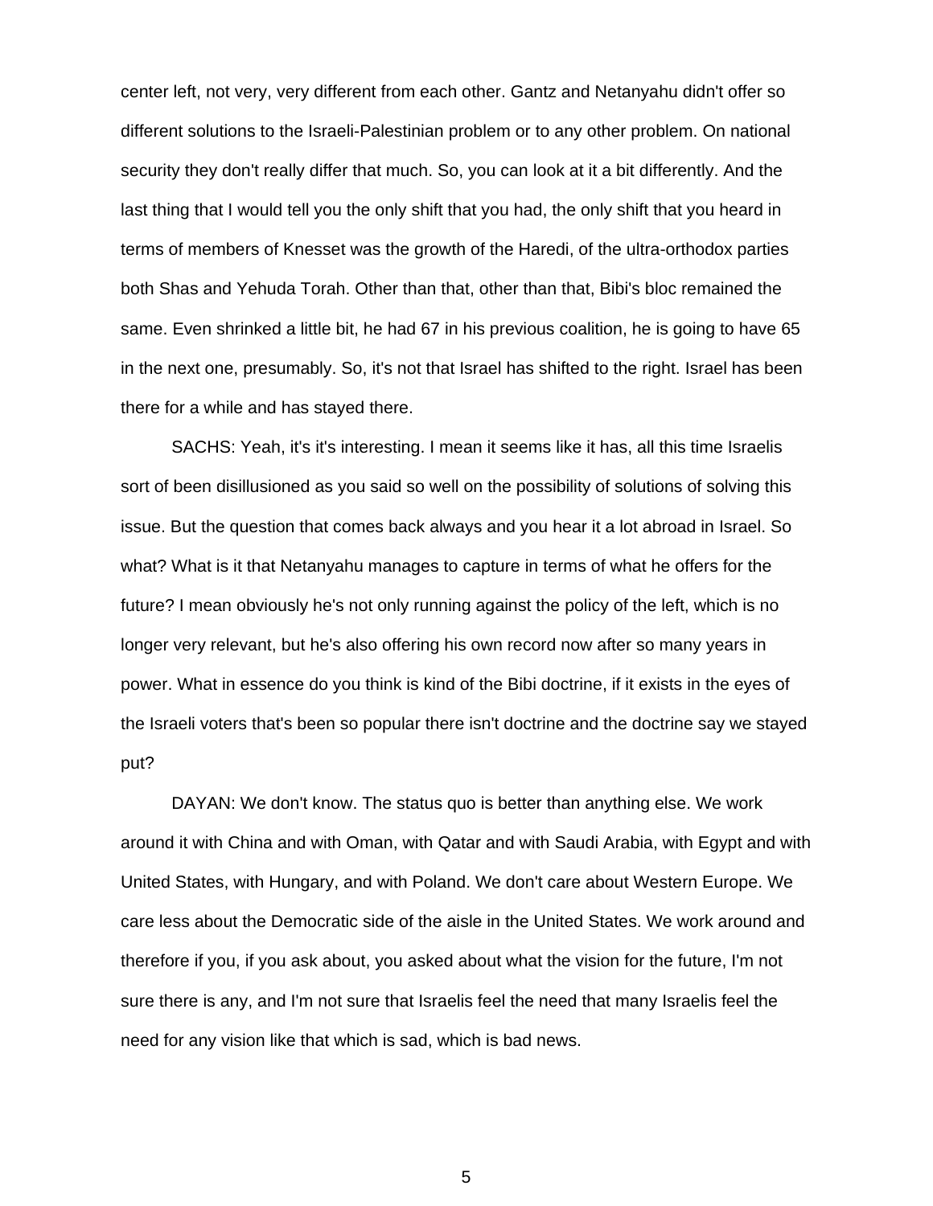center left, not very, very different from each other. Gantz and Netanyahu didn't offer so different solutions to the Israeli-Palestinian problem or to any other problem. On national security they don't really differ that much. So, you can look at it a bit differently. And the last thing that I would tell you the only shift that you had, the only shift that you heard in terms of members of Knesset was the growth of the Haredi, of the ultra-orthodox parties both Shas and Yehuda Torah. Other than that, other than that, Bibi's bloc remained the same. Even shrinked a little bit, he had 67 in his previous coalition, he is going to have 65 in the next one, presumably. So, it's not that Israel has shifted to the right. Israel has been there for a while and has stayed there.

SACHS: Yeah, it's it's interesting. I mean it seems like it has, all this time Israelis sort of been disillusioned as you said so well on the possibility of solutions of solving this issue. But the question that comes back always and you hear it a lot abroad in Israel. So what? What is it that Netanyahu manages to capture in terms of what he offers for the future? I mean obviously he's not only running against the policy of the left, which is no longer very relevant, but he's also offering his own record now after so many years in power. What in essence do you think is kind of the Bibi doctrine, if it exists in the eyes of the Israeli voters that's been so popular there isn't doctrine and the doctrine say we stayed put?

DAYAN: We don't know. The status quo is better than anything else. We work around it with China and with Oman, with Qatar and with Saudi Arabia, with Egypt and with United States, with Hungary, and with Poland. We don't care about Western Europe. We care less about the Democratic side of the aisle in the United States. We work around and therefore if you, if you ask about, you asked about what the vision for the future, I'm not sure there is any, and I'm not sure that Israelis feel the need that many Israelis feel the need for any vision like that which is sad, which is bad news.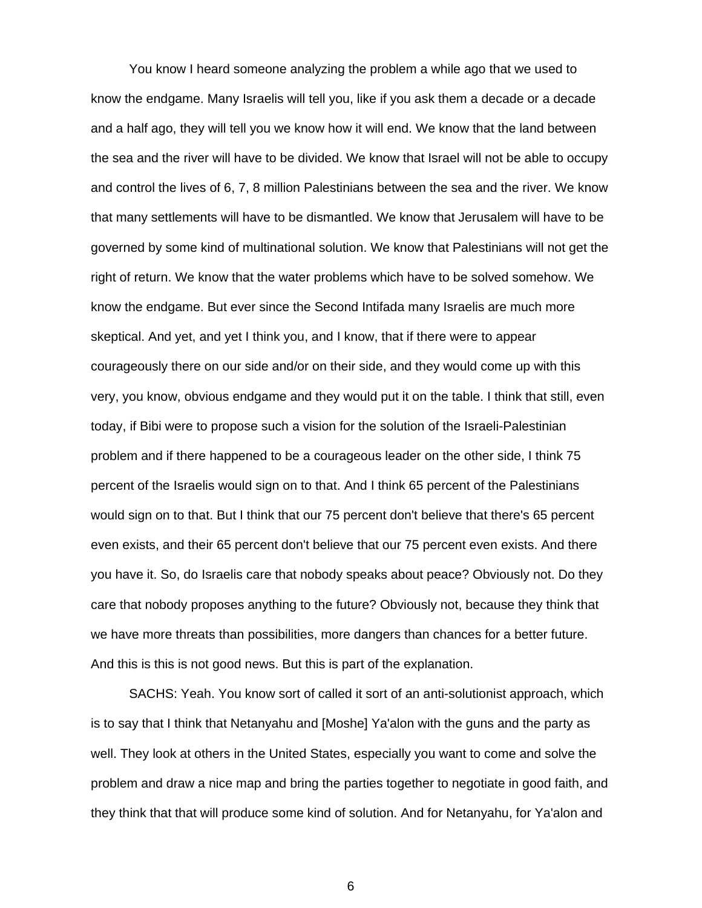You know I heard someone analyzing the problem a while ago that we used to know the endgame. Many Israelis will tell you, like if you ask them a decade or a decade and a half ago, they will tell you we know how it will end. We know that the land between the sea and the river will have to be divided. We know that Israel will not be able to occupy and control the lives of 6, 7, 8 million Palestinians between the sea and the river. We know that many settlements will have to be dismantled. We know that Jerusalem will have to be governed by some kind of multinational solution. We know that Palestinians will not get the right of return. We know that the water problems which have to be solved somehow. We know the endgame. But ever since the Second Intifada many Israelis are much more skeptical. And yet, and yet I think you, and I know, that if there were to appear courageously there on our side and/or on their side, and they would come up with this very, you know, obvious endgame and they would put it on the table. I think that still, even today, if Bibi were to propose such a vision for the solution of the Israeli-Palestinian problem and if there happened to be a courageous leader on the other side, I think 75 percent of the Israelis would sign on to that. And I think 65 percent of the Palestinians would sign on to that. But I think that our 75 percent don't believe that there's 65 percent even exists, and their 65 percent don't believe that our 75 percent even exists. And there you have it. So, do Israelis care that nobody speaks about peace? Obviously not. Do they care that nobody proposes anything to the future? Obviously not, because they think that we have more threats than possibilities, more dangers than chances for a better future. And this is this is not good news. But this is part of the explanation.

SACHS: Yeah. You know sort of called it sort of an anti-solutionist approach, which is to say that I think that Netanyahu and [Moshe] Ya'alon with the guns and the party as well. They look at others in the United States, especially you want to come and solve the problem and draw a nice map and bring the parties together to negotiate in good faith, and they think that that will produce some kind of solution. And for Netanyahu, for Ya'alon and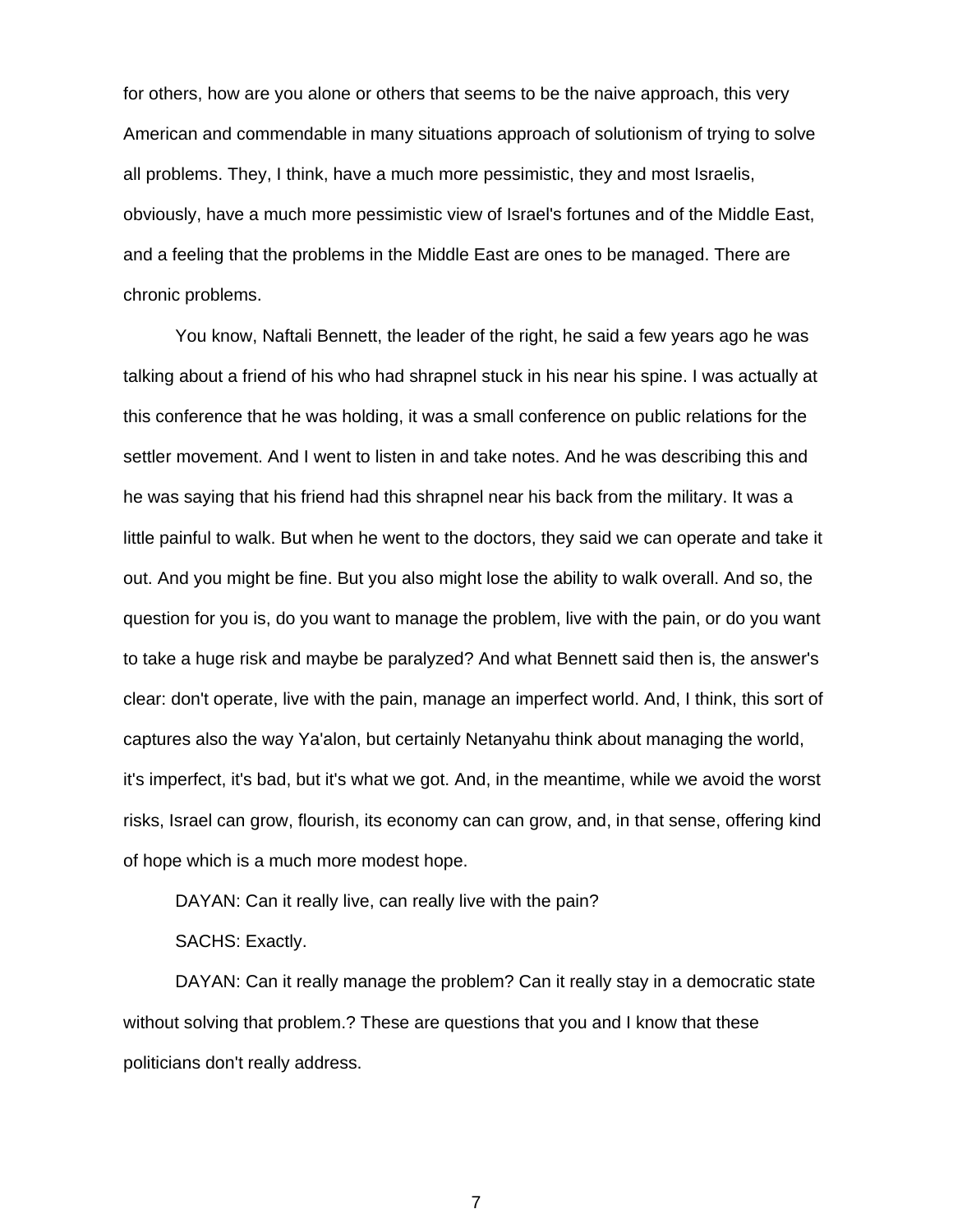for others, how are you alone or others that seems to be the naive approach, this very American and commendable in many situations approach of solutionism of trying to solve all problems. They, I think, have a much more pessimistic, they and most Israelis, obviously, have a much more pessimistic view of Israel's fortunes and of the Middle East, and a feeling that the problems in the Middle East are ones to be managed. There are chronic problems.

You know, Naftali Bennett, the leader of the right, he said a few years ago he was talking about a friend of his who had shrapnel stuck in his near his spine. I was actually at this conference that he was holding, it was a small conference on public relations for the settler movement. And I went to listen in and take notes. And he was describing this and he was saying that his friend had this shrapnel near his back from the military. It was a little painful to walk. But when he went to the doctors, they said we can operate and take it out. And you might be fine. But you also might lose the ability to walk overall. And so, the question for you is, do you want to manage the problem, live with the pain, or do you want to take a huge risk and maybe be paralyzed? And what Bennett said then is, the answer's clear: don't operate, live with the pain, manage an imperfect world. And, I think, this sort of captures also the way Ya'alon, but certainly Netanyahu think about managing the world, it's imperfect, it's bad, but it's what we got. And, in the meantime, while we avoid the worst risks, Israel can grow, flourish, its economy can can grow, and, in that sense, offering kind of hope which is a much more modest hope.

DAYAN: Can it really live, can really live with the pain?

SACHS: Exactly.

DAYAN: Can it really manage the problem? Can it really stay in a democratic state without solving that problem.? These are questions that you and I know that these politicians don't really address.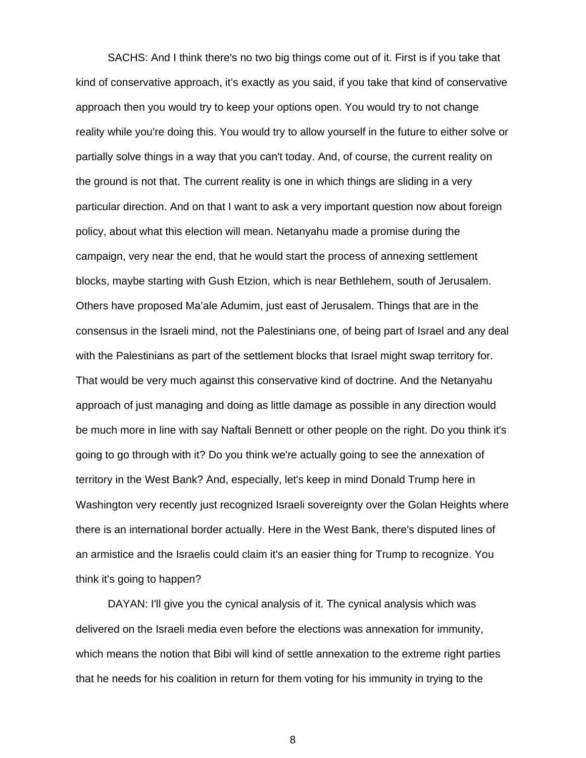SACHS: And I think there's no two big things come out of it. First is if you take that kind of conservative approach, it’s exactly as you said, if you take that kind of conservative approach then you would try to keep your options open. You would try to not change reality while you're doing this. You would try to allow yourself in the future to either solve or partially solve things in a way that you can't today. And, of course, the current reality on the ground is not that. The current reality is one in which things are sliding in a very particular direction. And on that I want to ask a very important question now about foreign policy, about what this election will mean. Netanyahu made a promise during the campaign, very near the end, that he would start the process of annexing settlement blocks, maybe starting with Gush Etzion, which is near Bethlehem, south of Jerusalem. Others have proposed Ma’ale Adumim, just east of Jerusalem. Things that are in the consensus in the Israeli mind, not the Palestinians one, of being part of Israel and any deal with the Palestinians as part of the settlement blocks that Israel might swap territory for. That would be very much against this conservative kind of doctrine. And the Netanyahu approach of just managing and doing as little damage as possible in any direction would be much more in line with say Naftali Bennett or other people on the right. Do you think it's going to go through with it? Do you think we're actually going to see the annexation of territory in the West Bank? And, especially, let's keep in mind Donald Trump here in Washington very recently just recognized Israeli sovereignty over the Golan Heights where there is an international border actually. Here in the West Bank, there's disputed lines of an armistice and the Israelis could claim it's an easier thing for Trump to recognize. You think it's going to happen?

DAYAN: I'll give you the cynical analysis of it. The cynical analysis which was delivered on the Israeli media even before the elections was annexation for immunity, which means the notion that Bibi will kind of settle annexation to the extreme right parties that he needs for his coalition in return for them voting for his immunity in trying to the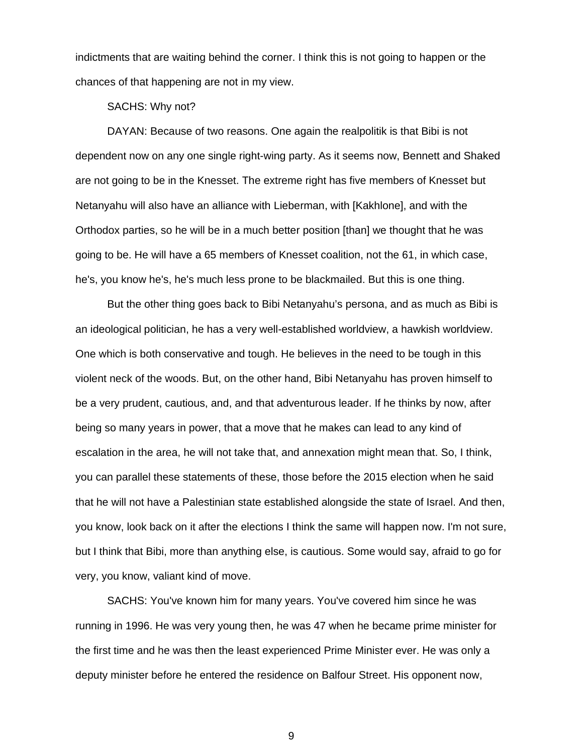indictments that are waiting behind the corner. I think this is not going to happen or the chances of that happening are not in my view.

SACHS: Why not?

DAYAN: Because of two reasons. One again the realpolitik is that Bibi is not dependent now on any one single right-wing party. As it seems now, Bennett and Shaked are not going to be in the Knesset. The extreme right has five members of Knesset but Netanyahu will also have an alliance with Lieberman, with [Kakhlone], and with the Orthodox parties, so he will be in a much better position [than] we thought that he was going to be. He will have a 65 members of Knesset coalition, not the 61, in which case, he's, you know he's, he's much less prone to be blackmailed. But this is one thing.

But the other thing goes back to Bibi Netanyahu's persona, and as much as Bibi is an ideological politician, he has a very well-established worldview, a hawkish worldview. One which is both conservative and tough. He believes in the need to be tough in this violent neck of the woods. But, on the other hand, Bibi Netanyahu has proven himself to be a very prudent, cautious, and, and that adventurous leader. If he thinks by now, after being so many years in power, that a move that he makes can lead to any kind of escalation in the area, he will not take that, and annexation might mean that. So, I think, you can parallel these statements of these, those before the 2015 election when he said that he will not have a Palestinian state established alongside the state of Israel. And then, you know, look back on it after the elections I think the same will happen now. I'm not sure, but I think that Bibi, more than anything else, is cautious. Some would say, afraid to go for very, you know, valiant kind of move.

SACHS: You've known him for many years. You've covered him since he was running in 1996. He was very young then, he was 47 when he became prime minister for the first time and he was then the least experienced Prime Minister ever. He was only a deputy minister before he entered the residence on Balfour Street. His opponent now,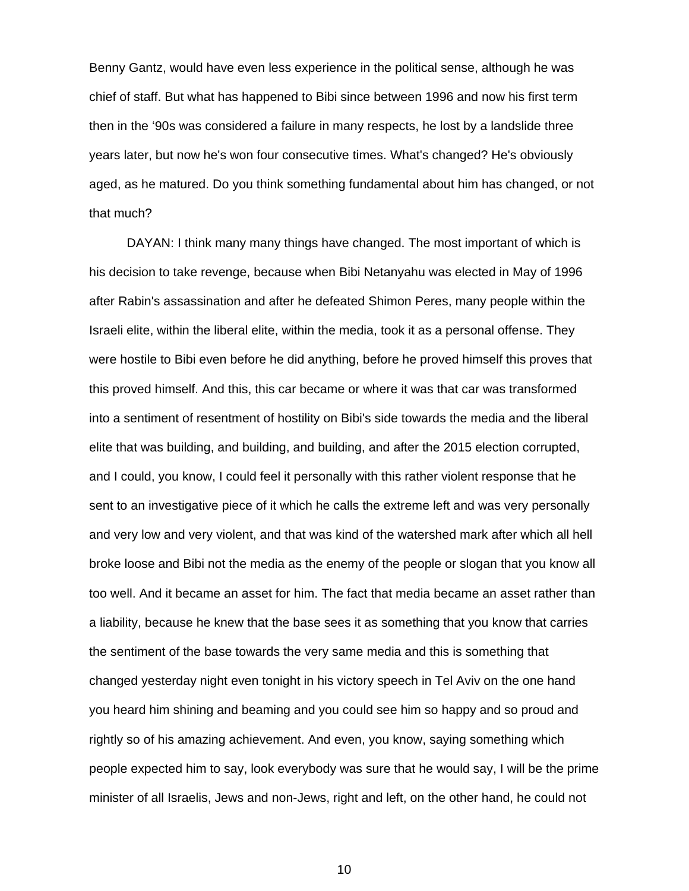Benny Gantz, would have even less experience in the political sense, although he was chief of staff. But what has happened to Bibi since between 1996 and now his first term then in the ‘90s was considered a failure in many respects, he lost by a landslide three years later, but now he's won four consecutive times. What's changed? He's obviously aged, as he matured. Do you think something fundamental about him has changed, or not that much?

DAYAN: I think many many things have changed. The most important of which is his decision to take revenge, because when Bibi Netanyahu was elected in May of 1996 after Rabin's assassination and after he defeated Shimon Peres, many people within the Israeli elite, within the liberal elite, within the media, took it as a personal offense. They were hostile to Bibi even before he did anything, before he proved himself this proves that this proved himself. And this, this car became or where it was that car was transformed into a sentiment of resentment of hostility on Bibi's side towards the media and the liberal elite that was building, and building, and building, and after the 2015 election corrupted, and I could, you know, I could feel it personally with this rather violent response that he sent to an investigative piece of it which he calls the extreme left and was very personally and very low and very violent, and that was kind of the watershed mark after which all hell broke loose and Bibi not the media as the enemy of the people or slogan that you know all too well. And it became an asset for him. The fact that media became an asset rather than a liability, because he knew that the base sees it as something that you know that carries the sentiment of the base towards the very same media and this is something that changed yesterday night even tonight in his victory speech in Tel Aviv on the one hand you heard him shining and beaming and you could see him so happy and so proud and rightly so of his amazing achievement. And even, you know, saying something which people expected him to say, look everybody was sure that he would say, I will be the prime minister of all Israelis, Jews and non-Jews, right and left, on the other hand, he could not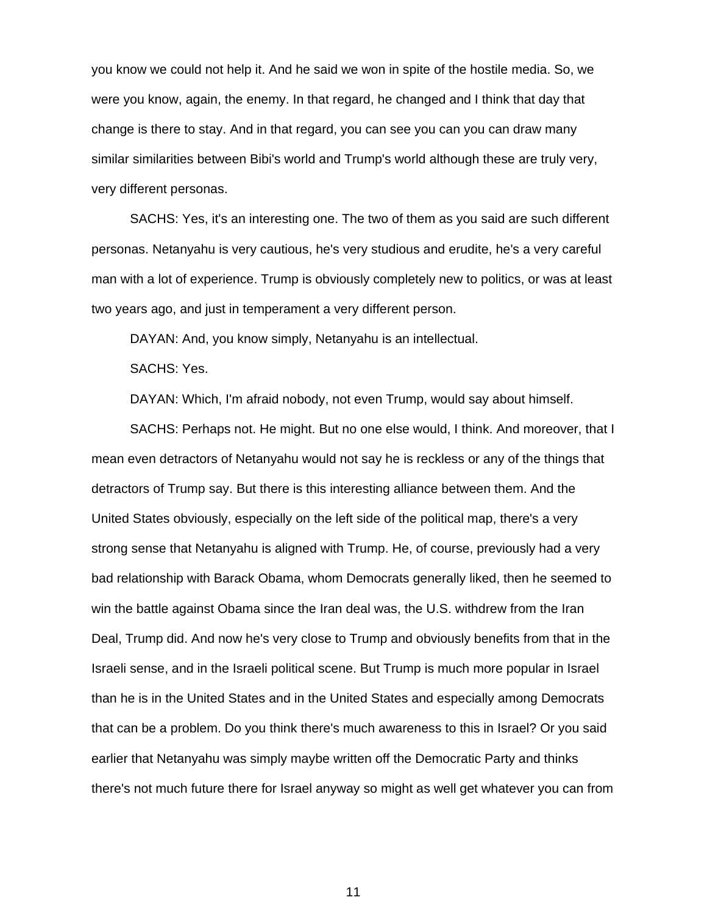you know we could not help it. And he said we won in spite of the hostile media. So, we were you know, again, the enemy. In that regard, he changed and I think that day that change is there to stay. And in that regard, you can see you can you can draw many similar similarities between Bibi's world and Trump's world although these are truly very, very different personas.

SACHS: Yes, it's an interesting one. The two of them as you said are such different personas. Netanyahu is very cautious, he's very studious and erudite, he's a very careful man with a lot of experience. Trump is obviously completely new to politics, or was at least two years ago, and just in temperament a very different person.

DAYAN: And, you know simply, Netanyahu is an intellectual.

SACHS: Yes.

DAYAN: Which, I'm afraid nobody, not even Trump, would say about himself.

SACHS: Perhaps not. He might. But no one else would, I think. And moreover, that I mean even detractors of Netanyahu would not say he is reckless or any of the things that detractors of Trump say. But there is this interesting alliance between them. And the United States obviously, especially on the left side of the political map, there's a very strong sense that Netanyahu is aligned with Trump. He, of course, previously had a very bad relationship with Barack Obama, whom Democrats generally liked, then he seemed to win the battle against Obama since the Iran deal was, the U.S. withdrew from the Iran Deal, Trump did. And now he's very close to Trump and obviously benefits from that in the Israeli sense, and in the Israeli political scene. But Trump is much more popular in Israel than he is in the United States and in the United States and especially among Democrats that can be a problem. Do you think there's much awareness to this in Israel? Or you said earlier that Netanyahu was simply maybe written off the Democratic Party and thinks there's not much future there for Israel anyway so might as well get whatever you can from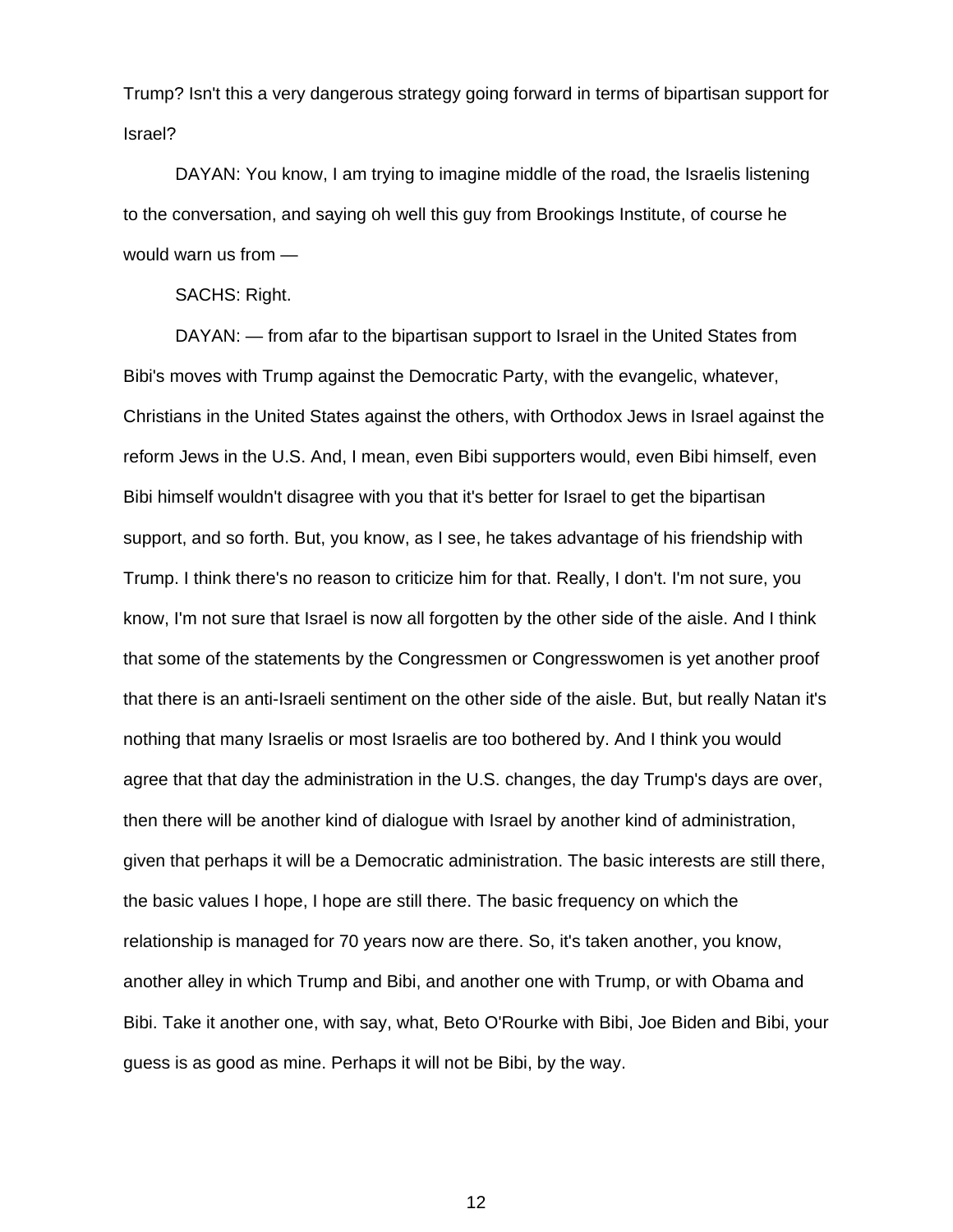Trump? Isn't this a very dangerous strategy going forward in terms of bipartisan support for Israel?

DAYAN: You know, I am trying to imagine middle of the road, the Israelis listening to the conversation, and saying oh well this guy from Brookings Institute, of course he would warn us from —

SACHS: Right.

DAYAN: — from afar to the bipartisan support to Israel in the United States from Bibi's moves with Trump against the Democratic Party, with the evangelic, whatever, Christians in the United States against the others, with Orthodox Jews in Israel against the reform Jews in the U.S. And, I mean, even Bibi supporters would, even Bibi himself, even Bibi himself wouldn't disagree with you that it's better for Israel to get the bipartisan support, and so forth. But, you know, as I see, he takes advantage of his friendship with Trump. I think there's no reason to criticize him for that. Really, I don't. I'm not sure, you know, I'm not sure that Israel is now all forgotten by the other side of the aisle. And I think that some of the statements by the Congressmen or Congresswomen is yet another proof that there is an anti-Israeli sentiment on the other side of the aisle. But, but really Natan it's nothing that many Israelis or most Israelis are too bothered by. And I think you would agree that that day the administration in the U.S. changes, the day Trump's days are over, then there will be another kind of dialogue with Israel by another kind of administration, given that perhaps it will be a Democratic administration. The basic interests are still there, the basic values I hope, I hope are still there. The basic frequency on which the relationship is managed for 70 years now are there. So, it's taken another, you know, another alley in which Trump and Bibi, and another one with Trump, or with Obama and Bibi. Take it another one, with say, what, Beto O'Rourke with Bibi, Joe Biden and Bibi, your guess is as good as mine. Perhaps it will not be Bibi, by the way.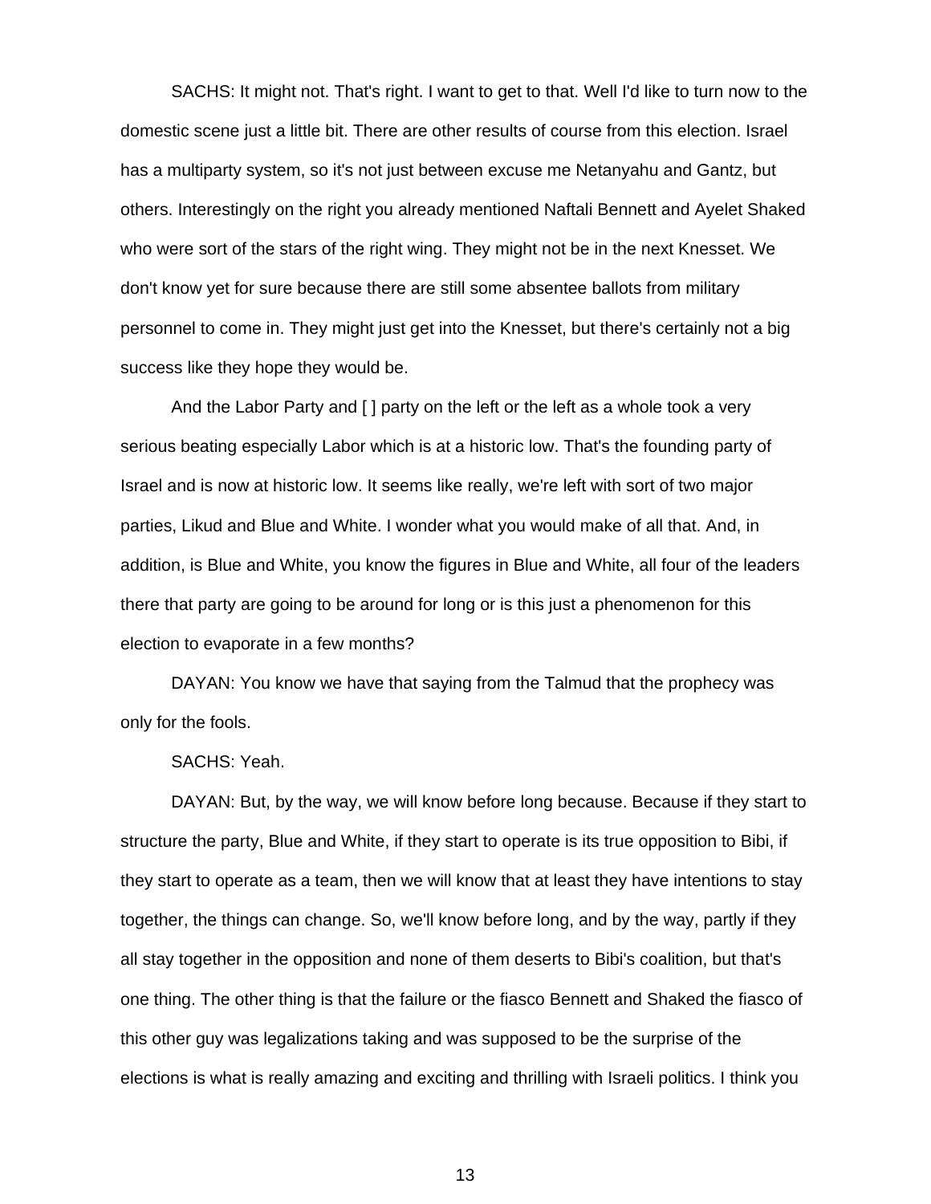SACHS: It might not. That's right. I want to get to that. Well I'd like to turn now to the domestic scene just a little bit. There are other results of course from this election. Israel has a multiparty system, so it's not just between excuse me Netanyahu and Gantz, but others. Interestingly on the right you already mentioned Naftali Bennett and Ayelet Shaked who were sort of the stars of the right wing. They might not be in the next Knesset. We don't know yet for sure because there are still some absentee ballots from military personnel to come in. They might just get into the Knesset, but there's certainly not a big success like they hope they would be.

And the Labor Party and [ ] party on the left or the left as a whole took a very serious beating especially Labor which is at a historic low. That's the founding party of Israel and is now at historic low. It seems like really, we're left with sort of two major parties, Likud and Blue and White. I wonder what you would make of all that. And, in addition, is Blue and White, you know the figures in Blue and White, all four of the leaders there that party are going to be around for long or is this just a phenomenon for this election to evaporate in a few months?

DAYAN: You know we have that saying from the Talmud that the prophecy was only for the fools.

SACHS: Yeah.

DAYAN: But, by the way, we will know before long because. Because if they start to structure the party, Blue and White, if they start to operate is its true opposition to Bibi, if they start to operate as a team, then we will know that at least they have intentions to stay together, the things can change. So, we'll know before long, and by the way, partly if they all stay together in the opposition and none of them deserts to Bibi's coalition, but that's one thing. The other thing is that the failure or the fiasco Bennett and Shaked the fiasco of this other guy was legalizations taking and was supposed to be the surprise of the elections is what is really amazing and exciting and thrilling with Israeli politics. I think you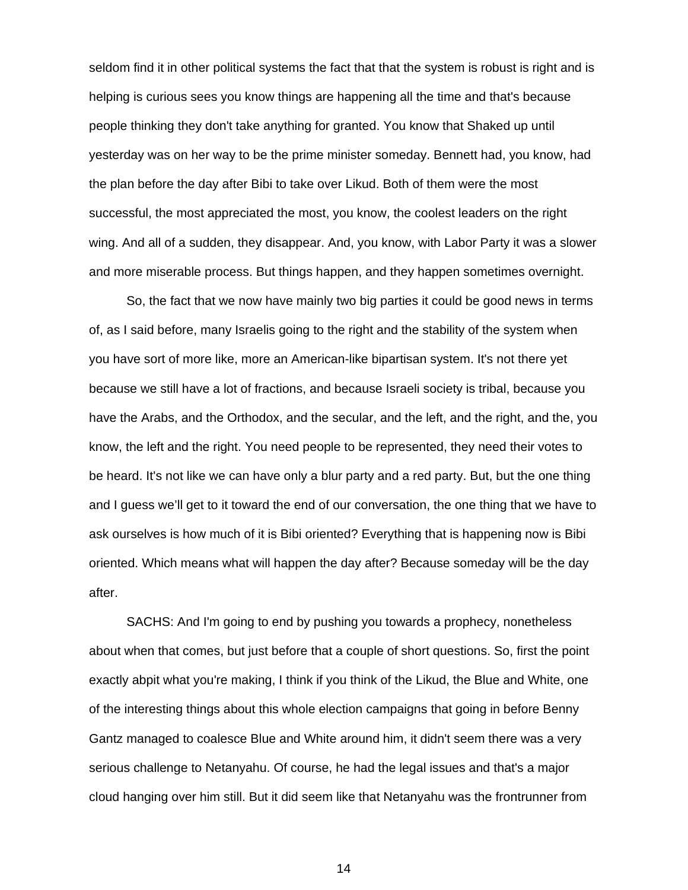seldom find it in other political systems the fact that that the system is robust is right and is helping is curious sees you know things are happening all the time and that's because people thinking they don't take anything for granted. You know that Shaked up until yesterday was on her way to be the prime minister someday. Bennett had, you know, had the plan before the day after Bibi to take over Likud. Both of them were the most successful, the most appreciated the most, you know, the coolest leaders on the right wing. And all of a sudden, they disappear. And, you know, with Labor Party it was a slower and more miserable process. But things happen, and they happen sometimes overnight.

So, the fact that we now have mainly two big parties it could be good news in terms of, as I said before, many Israelis going to the right and the stability of the system when you have sort of more like, more an American-like bipartisan system. It's not there yet because we still have a lot of fractions, and because Israeli society is tribal, because you have the Arabs, and the Orthodox, and the secular, and the left, and the right, and the, you know, the left and the right. You need people to be represented, they need their votes to be heard. It's not like we can have only a blur party and a red party. But, but the one thing and I guess we'll get to it toward the end of our conversation, the one thing that we have to ask ourselves is how much of it is Bibi oriented? Everything that is happening now is Bibi oriented. Which means what will happen the day after? Because someday will be the day after.

SACHS: And I'm going to end by pushing you towards a prophecy, nonetheless about when that comes, but just before that a couple of short questions. So, first the point exactly abpit what you're making, I think if you think of the Likud, the Blue and White, one of the interesting things about this whole election campaigns that going in before Benny Gantz managed to coalesce Blue and White around him, it didn't seem there was a very serious challenge to Netanyahu. Of course, he had the legal issues and that's a major cloud hanging over him still. But it did seem like that Netanyahu was the frontrunner from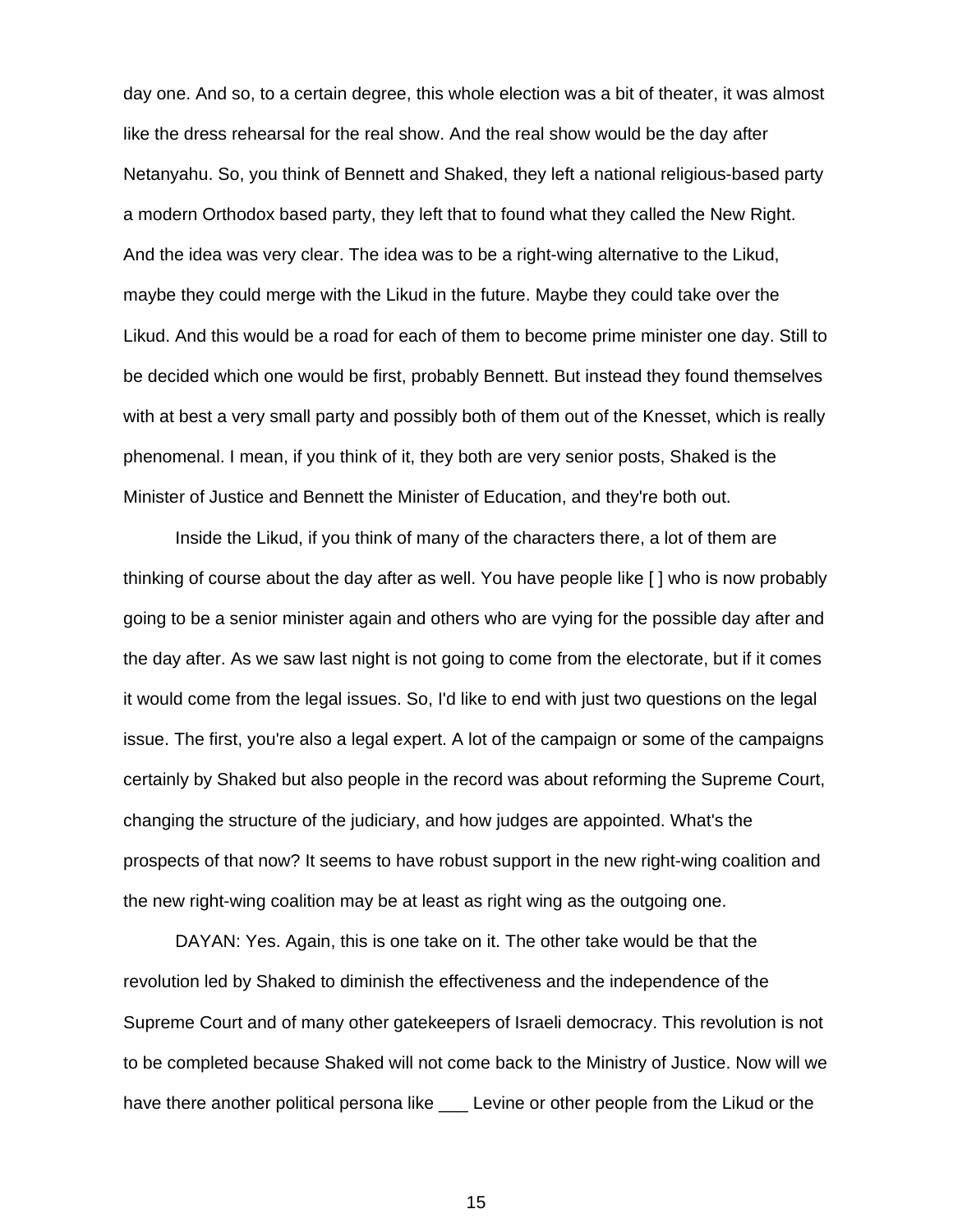day one. And so, to a certain degree, this whole election was a bit of theater, it was almost like the dress rehearsal for the real show. And the real show would be the day after Netanyahu. So, you think of Bennett and Shaked, they left a national religious-based party a modern Orthodox based party, they left that to found what they called the New Right. And the idea was very clear. The idea was to be a right-wing alternative to the Likud, maybe they could merge with the Likud in the future. Maybe they could take over the Likud. And this would be a road for each of them to become prime minister one day. Still to be decided which one would be first, probably Bennett. But instead they found themselves with at best a very small party and possibly both of them out of the Knesset, which is really phenomenal. I mean, if you think of it, they both are very senior posts, Shaked is the Minister of Justice and Bennett the Minister of Education, and they're both out.

Inside the Likud, if you think of many of the characters there, a lot of them are thinking of course about the day after as well. You have people like [ ] who is now probably going to be a senior minister again and others who are vying for the possible day after and the day after. As we saw last night is not going to come from the electorate, but if it comes it would come from the legal issues. So, I'd like to end with just two questions on the legal issue. The first, you're also a legal expert. A lot of the campaign or some of the campaigns certainly by Shaked but also people in the record was about reforming the Supreme Court, changing the structure of the judiciary, and how judges are appointed. What's the prospects of that now? It seems to have robust support in the new right-wing coalition and the new right-wing coalition may be at least as right wing as the outgoing one.

DAYAN: Yes. Again, this is one take on it. The other take would be that the revolution led by Shaked to diminish the effectiveness and the independence of the Supreme Court and of many other gatekeepers of Israeli democracy. This revolution is not to be completed because Shaked will not come back to the Ministry of Justice. Now will we have there another political persona like ___ Levine or other people from the Likud or the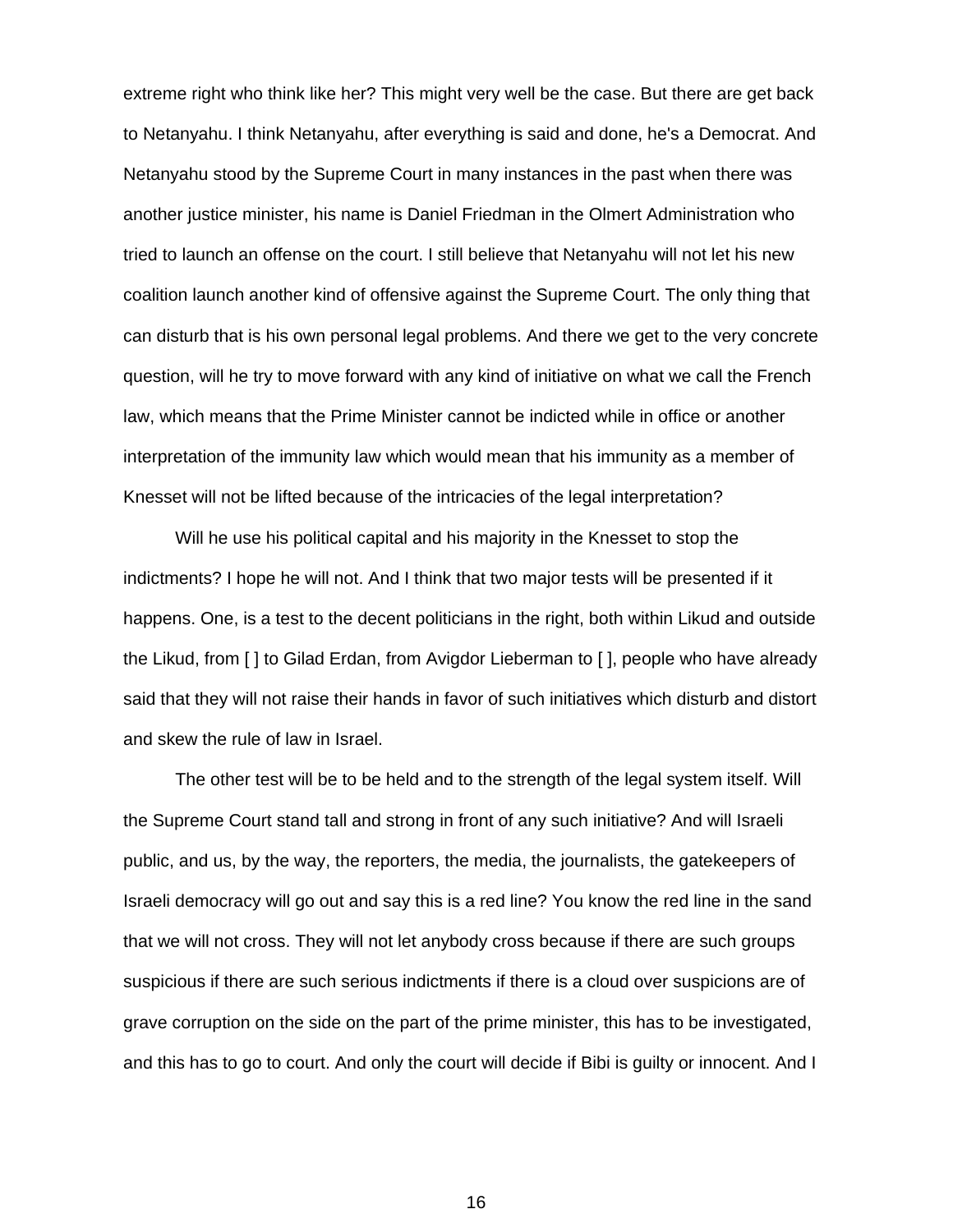extreme right who think like her? This might very well be the case. But there are get back to Netanyahu. I think Netanyahu, after everything is said and done, he's a Democrat. And Netanyahu stood by the Supreme Court in many instances in the past when there was another justice minister, his name is Daniel Friedman in the Olmert Administration who tried to launch an offense on the court. I still believe that Netanyahu will not let his new coalition launch another kind of offensive against the Supreme Court. The only thing that can disturb that is his own personal legal problems. And there we get to the very concrete question, will he try to move forward with any kind of initiative on what we call the French law, which means that the Prime Minister cannot be indicted while in office or another interpretation of the immunity law which would mean that his immunity as a member of Knesset will not be lifted because of the intricacies of the legal interpretation?

Will he use his political capital and his majority in the Knesset to stop the indictments? I hope he will not. And I think that two major tests will be presented if it happens. One, is a test to the decent politicians in the right, both within Likud and outside the Likud, from [ ] to Gilad Erdan, from Avigdor Lieberman to [ ], people who have already said that they will not raise their hands in favor of such initiatives which disturb and distort and skew the rule of law in Israel.

The other test will be to be held and to the strength of the legal system itself. Will the Supreme Court stand tall and strong in front of any such initiative? And will Israeli public, and us, by the way, the reporters, the media, the journalists, the gatekeepers of Israeli democracy will go out and say this is a red line? You know the red line in the sand that we will not cross. They will not let anybody cross because if there are such groups suspicious if there are such serious indictments if there is a cloud over suspicions are of grave corruption on the side on the part of the prime minister, this has to be investigated, and this has to go to court. And only the court will decide if Bibi is guilty or innocent. And I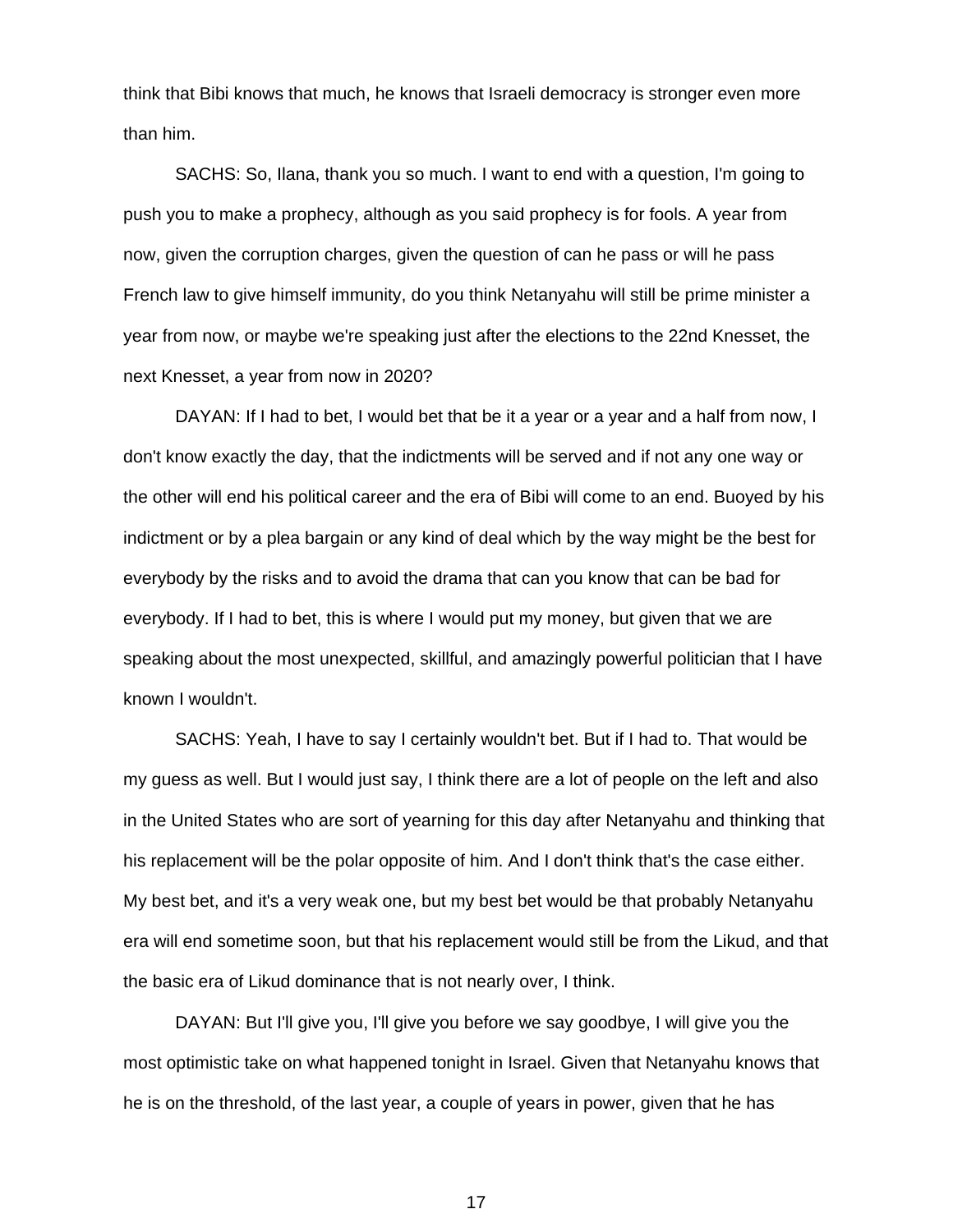think that Bibi knows that much, he knows that Israeli democracy is stronger even more than him.

SACHS: So, Ilana, thank you so much. I want to end with a question, I'm going to push you to make a prophecy, although as you said prophecy is for fools. A year from now, given the corruption charges, given the question of can he pass or will he pass French law to give himself immunity, do you think Netanyahu will still be prime minister a year from now, or maybe we're speaking just after the elections to the 22nd Knesset, the next Knesset, a year from now in 2020?

DAYAN: If I had to bet, I would bet that be it a year or a year and a half from now, I don't know exactly the day, that the indictments will be served and if not any one way or the other will end his political career and the era of Bibi will come to an end. Buoyed by his indictment or by a plea bargain or any kind of deal which by the way might be the best for everybody by the risks and to avoid the drama that can you know that can be bad for everybody. If I had to bet, this is where I would put my money, but given that we are speaking about the most unexpected, skillful, and amazingly powerful politician that I have known I wouldn't.

SACHS: Yeah, I have to say I certainly wouldn't bet. But if I had to. That would be my guess as well. But I would just say, I think there are a lot of people on the left and also in the United States who are sort of yearning for this day after Netanyahu and thinking that his replacement will be the polar opposite of him. And I don't think that's the case either. My best bet, and it's a very weak one, but my best bet would be that probably Netanyahu era will end sometime soon, but that his replacement would still be from the Likud, and that the basic era of Likud dominance that is not nearly over, I think.

DAYAN: But I'll give you, I'll give you before we say goodbye, I will give you the most optimistic take on what happened tonight in Israel. Given that Netanyahu knows that he is on the threshold, of the last year, a couple of years in power, given that he has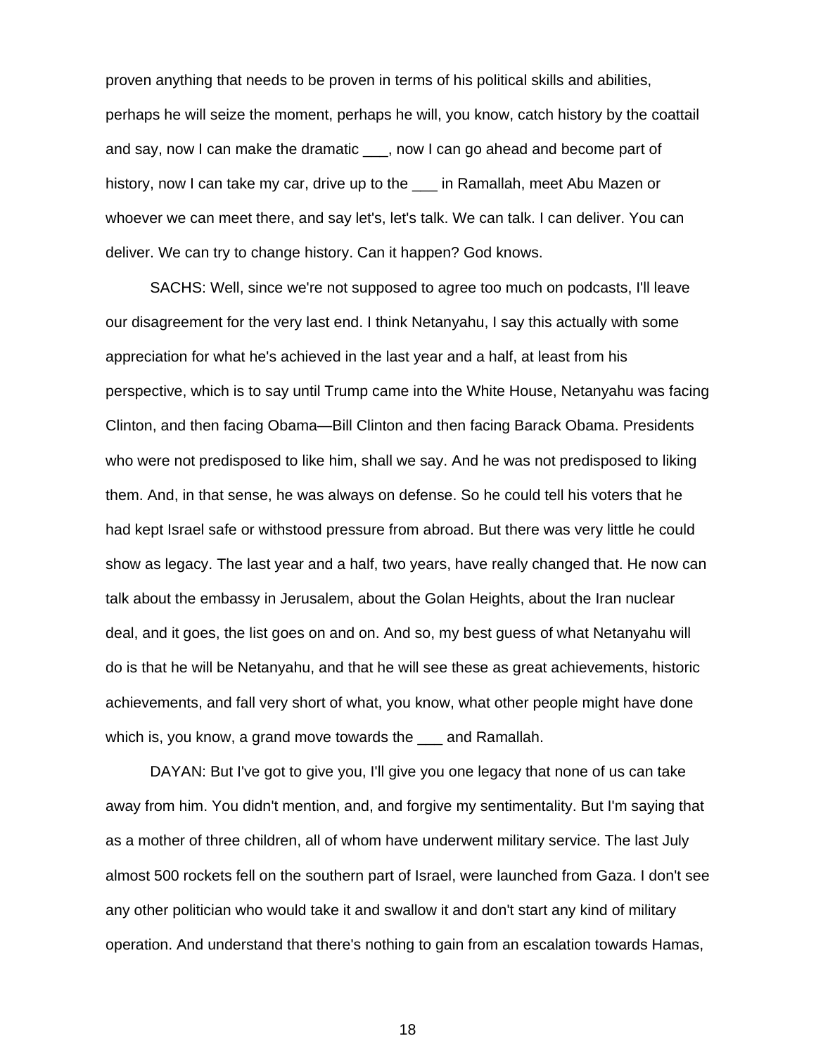proven anything that needs to be proven in terms of his political skills and abilities, perhaps he will seize the moment, perhaps he will, you know, catch history by the coattail and say, now I can make the dramatic ___, now I can go ahead and become part of history, now I can take my car, drive up to the ___ in Ramallah, meet Abu Mazen or whoever we can meet there, and say let's, let's talk. We can talk. I can deliver. You can deliver. We can try to change history. Can it happen? God knows.

SACHS: Well, since we're not supposed to agree too much on podcasts, I'll leave our disagreement for the very last end. I think Netanyahu, I say this actually with some appreciation for what he's achieved in the last year and a half, at least from his perspective, which is to say until Trump came into the White House, Netanyahu was facing Clinton, and then facing Obama—Bill Clinton and then facing Barack Obama. Presidents who were not predisposed to like him, shall we say. And he was not predisposed to liking them. And, in that sense, he was always on defense. So he could tell his voters that he had kept Israel safe or withstood pressure from abroad. But there was very little he could show as legacy. The last year and a half, two years, have really changed that. He now can talk about the embassy in Jerusalem, about the Golan Heights, about the Iran nuclear deal, and it goes, the list goes on and on. And so, my best guess of what Netanyahu will do is that he will be Netanyahu, and that he will see these as great achievements, historic achievements, and fall very short of what, you know, what other people might have done which is, you know, a grand move towards the ___ and Ramallah.

DAYAN: But I've got to give you, I'll give you one legacy that none of us can take away from him. You didn't mention, and, and forgive my sentimentality. But I'm saying that as a mother of three children, all of whom have underwent military service. The last July almost 500 rockets fell on the southern part of Israel, were launched from Gaza. I don't see any other politician who would take it and swallow it and don't start any kind of military operation. And understand that there's nothing to gain from an escalation towards Hamas,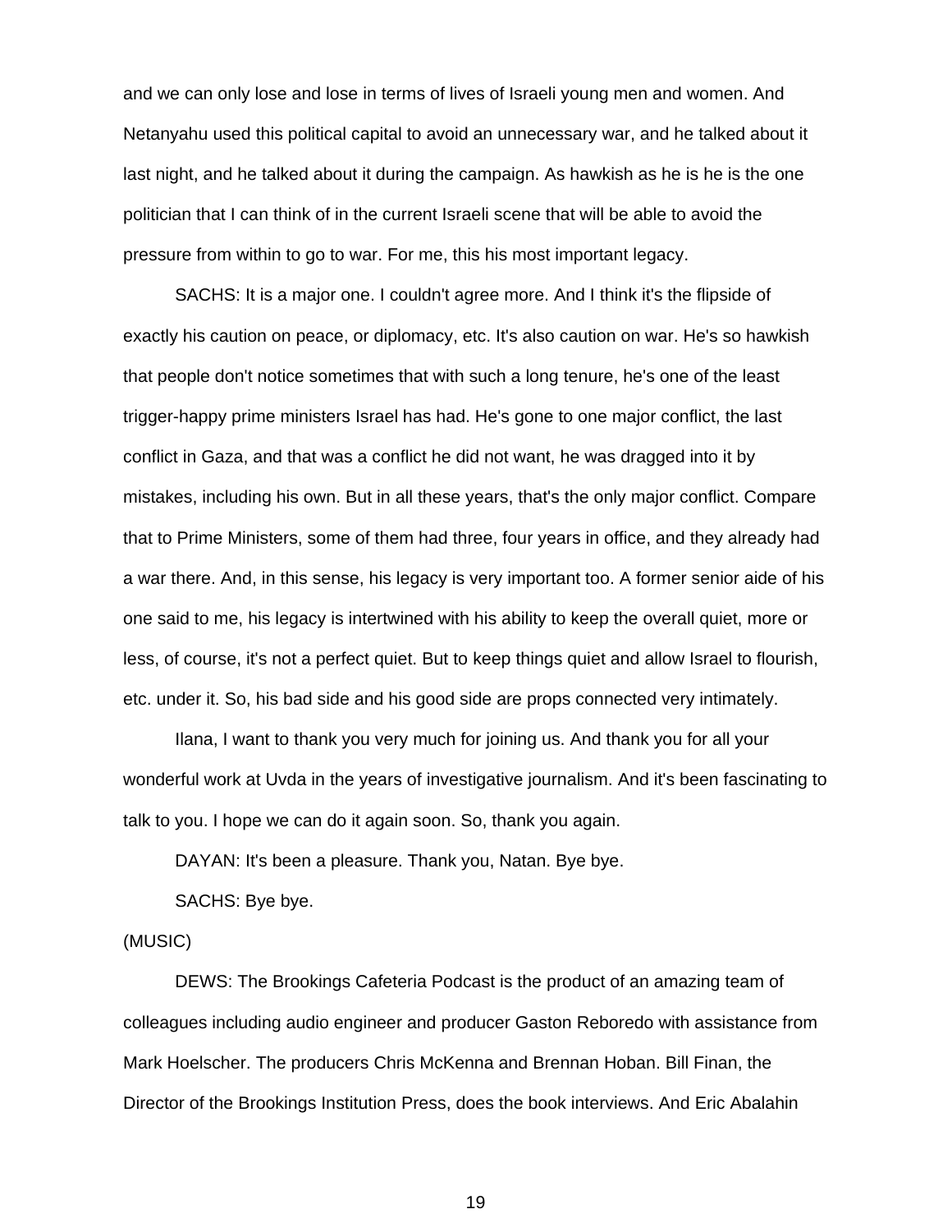and we can only lose and lose in terms of lives of Israeli young men and women. And Netanyahu used this political capital to avoid an unnecessary war, and he talked about it last night, and he talked about it during the campaign. As hawkish as he is he is the one politician that I can think of in the current Israeli scene that will be able to avoid the pressure from within to go to war. For me, this his most important legacy.

SACHS: It is a major one. I couldn't agree more. And I think it's the flipside of exactly his caution on peace, or diplomacy, etc. It's also caution on war. He's so hawkish that people don't notice sometimes that with such a long tenure, he's one of the least trigger-happy prime ministers Israel has had. He's gone to one major conflict, the last conflict in Gaza, and that was a conflict he did not want, he was dragged into it by mistakes, including his own. But in all these years, that's the only major conflict. Compare that to Prime Ministers, some of them had three, four years in office, and they already had a war there. And, in this sense, his legacy is very important too. A former senior aide of his one said to me, his legacy is intertwined with his ability to keep the overall quiet, more or less, of course, it's not a perfect quiet. But to keep things quiet and allow Israel to flourish, etc. under it. So, his bad side and his good side are props connected very intimately.

Ilana, I want to thank you very much for joining us. And thank you for all your wonderful work at Uvda in the years of investigative journalism. And it's been fascinating to talk to you. I hope we can do it again soon. So, thank you again.

DAYAN: It's been a pleasure. Thank you, Natan. Bye bye.

SACHS: Bye bye.

(MUSIC)

DEWS: The Brookings Cafeteria Podcast is the product of an amazing team of colleagues including audio engineer and producer Gaston Reboredo with assistance from Mark Hoelscher. The producers Chris McKenna and Brennan Hoban. Bill Finan, the Director of the Brookings Institution Press, does the book interviews. And Eric Abalahin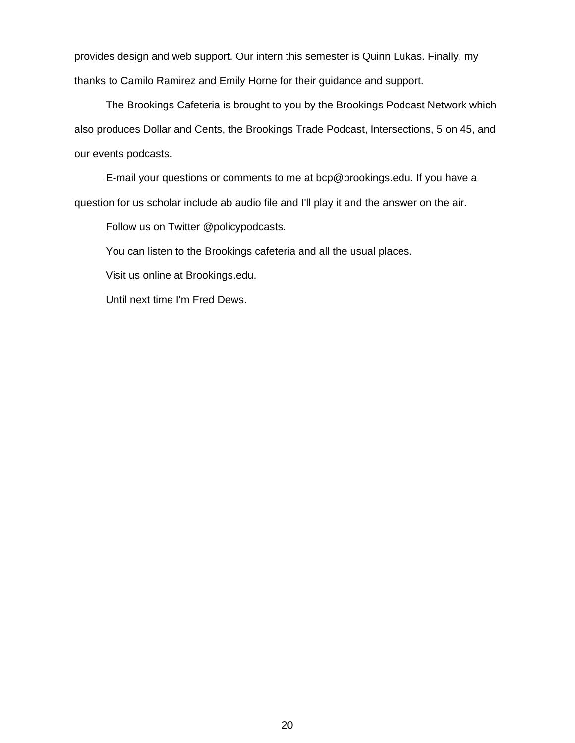provides design and web support. Our intern this semester is Quinn Lukas. Finally, my thanks to Camilo Ramirez and Emily Horne for their guidance and support.

The Brookings Cafeteria is brought to you by the Brookings Podcast Network which also produces Dollar and Cents, the Brookings Trade Podcast, Intersections, 5 on 45, and our events podcasts.

E-mail your questions or comments to me at bcp@brookings.edu. If you have a question for us scholar include ab audio file and I'll play it and the answer on the air.

Follow us on Twitter @policypodcasts.

You can listen to the Brookings cafeteria and all the usual places.

Visit us online at Brookings.edu.

Until next time I'm Fred Dews.